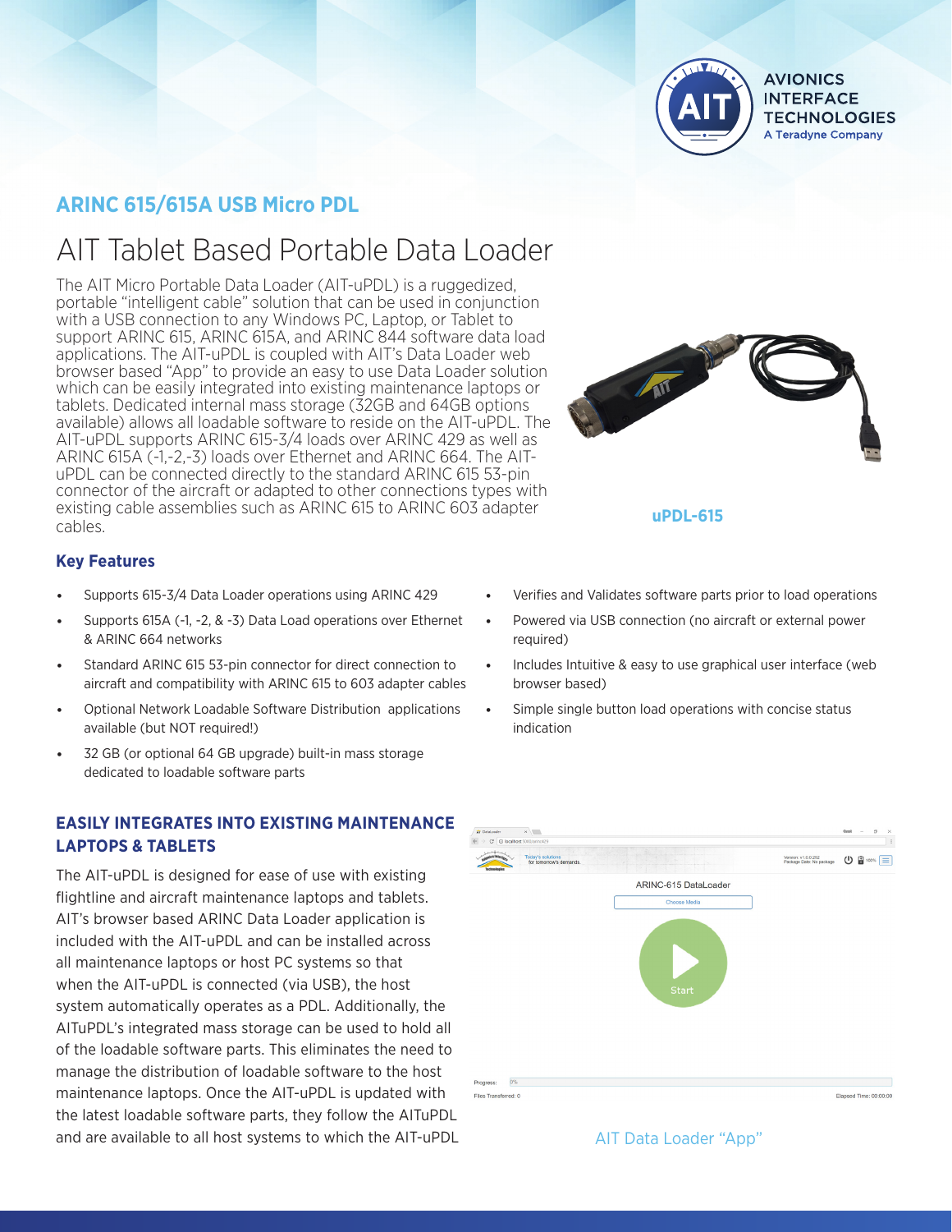**AVIONICS INTERFACE TECHNOLOGIES**
A Teradyne Company

## ARINC 615/615A USB Micro PDL

# AIT Tablet Based Portable Data Loader

The AIT Micro Portable Data Loader (AIT-uPDL) is a ruggedized, portable "intelligent cable" solution that can be used in conjunction with a USB connection to any Windows PC, Laptop, or Tablet to support ARINC 615, ARINC 615A, and ARINC 844 software data load applications. The AIT-uPDL is coupled with AIT's Data Loader web browser based "App" to provide an easy to use Data Loader solution which can be easily integrated into existing maintenance laptops or tablets. Dedicated internal mass storage (32GB and 64GB options available) allows all loadable software to reside on the AIT-uPDL. The AIT-uPDL supports ARINC 615-3/4 loads over ARINC 429 as well as ARINC 615A (-1,-2,-3) loads over Ethernet and ARINC 664. The AIT-uPDL can be connected directly to the standard ARINC 615 53-pin connector of the aircraft or adapted to other connections types with existing cable assemblies such as ARINC 615 to ARINC 603 adapter cables.

uPDL-615

### Key Features

- Supports 615-3/4 Data Loader operations using ARINC 429
- Supports 615A (-1, -2, & -3) Data Load operations over Ethernet & ARINC 664 networks
- Standard ARINC 615 53-pin connector for direct connection to aircraft and compatibility with ARINC 615 to 603 adapter cables
- Optional Network Loadable Software Distribution applications available (but NOT required!)
- 32 GB (or optional 64 GB upgrade) built-in mass storage dedicated to loadable software parts
- Verifies and Validates software parts prior to load operations
- Powered via USB connection (no aircraft or external power required)
- Includes Intuitive & easy to use graphical interface (web browser based)
- Simple single button load operations with concise status indication

### EASILY INTEGRATES INTO EXISTING MAINTENANCE LAPTOPS & TABLETS

The AIT-uPDL is designed for ease of use with existing flightline and aircraft maintenance laptops and tablets. AIT's browser based ARINC Data Loader application is included with the AIT-uPDL and can be installed across all maintenance laptops or host PC systems so that when the AIT-uPDL is connected (via USB), the host system automatically operates as a PDL. Additionally, the AITuPDL's integrated mass storage can be used to hold all of the loadable software parts. This eliminates the need to manage the distribution of loadable software to the host maintenance laptops. Once the AIT-uPDL is updated with the latest loadable software parts, they follow the AITuPDL and are available to all host systems to which the AIT-uPDL

ARINC-615 DataLoader

Choose Media

Start

Progress: 0%

Files Transferred: 0

Elapsed Time: 00:00:00

AIT Data Loader "App"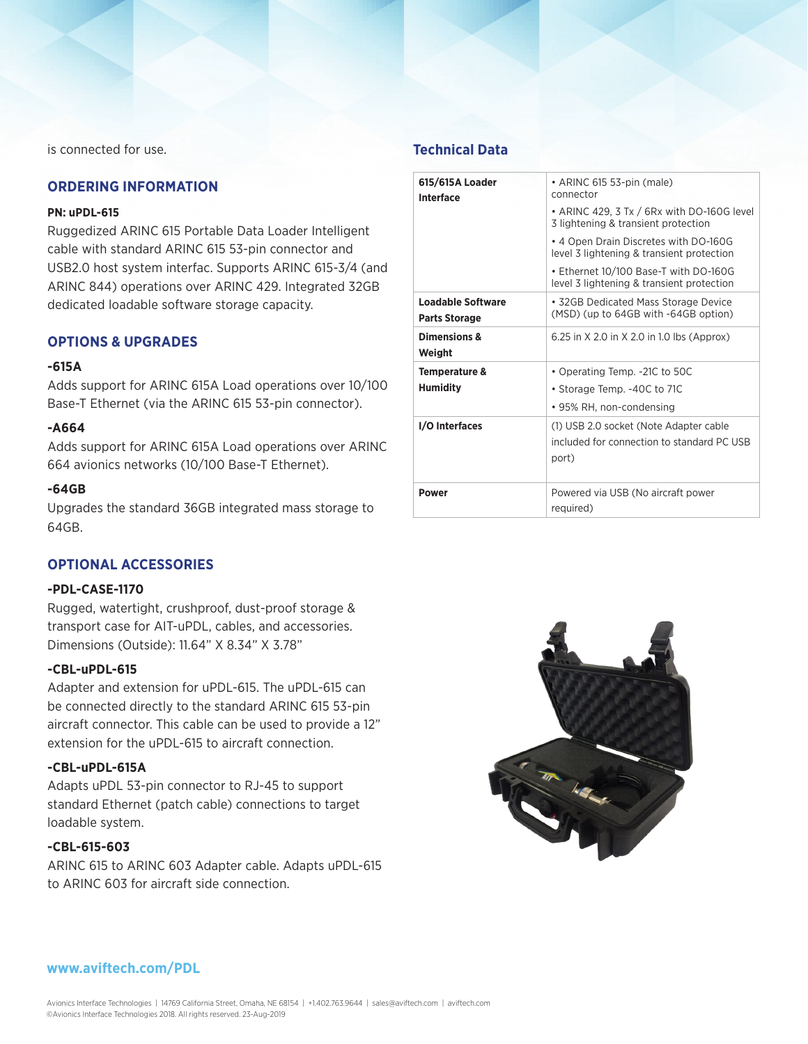is connected for use.

## ORDERING INFORMATION

**PN: uPDL-615**

Ruggedized ARINC 615 Portable Data Loader Intelligent cable with standard ARINC 615 53-pin connector and USB2.0 host system interfac. Supports ARINC 615-3/4 (and ARINC 844) operations over ARINC 429. Integrated 32GB dedicated loadable software storage capacity.

## OPTIONS & UPGRADES

**-615A**

Adds support for ARINC 615A Load operations over 10/100 Base-T Ethernet (via the ARINC 615 53-pin connector).

**-A664**

Adds support for ARINC 615A Load operations over ARINC 664 avionics networks (10/100 Base-T Ethernet).

**-64GB**

Upgrades the standard 36GB integrated mass storage to 64GB.

## OPTIONAL ACCESSORIES

**-PDL-CASE-1170**

Rugged, watertight, crushproof, dust-proof storage & transport case for AIT-uPDL, cables, and accessories. Dimensions (Outside): 11.64” X 8.34” X 3.78”

**-CBL-uPDL-615**

Adapter and extension for uPDL-615. The uPDL-615 can be connected directly to the standard ARINC 615 53-pin aircraft connector. This cable can be used to provide a 12” extension for the uPDL-615 to aircraft connection.

**-CBL-uPDL-615A**

Adapts uPDL 53-pin connector to RJ-45 to support standard Ethernet (patch cable) connections to target loadable system.

**-CBL-615-603**

ARINC 615 to ARINC 603 Adapter cable. Adapts uPDL-615 to ARINC 603 for aircraft side connection.

## Technical Data

| | |
|---|---|
| **615/615A Loader Interface** | • ARINC 615 53-pin (male) connector<br>• ARINC 429, 3 Tx / 6Rx with DO-160G level 3 lightening & transient protection<br>• 4 Open Drain Discretes with DO-160G level 3 lightening & transient protection<br>• Ethernet 10/100 Base-T with DO-160G level 3 lightening & transient protection |
| **Loadable Software Parts Storage** | • 32GB Dedicated Mass Storage Device (MSD) (up to 64GB with -64GB option) |
| **Dimensions & Weight** | 6.25 in X 2.0 in X 2.0 in 1.0 lbs (Approx) |
| **Temperature & Humidity** | • Operating Temp. -21C to 50C<br>• Storage Temp. -40C to 71C<br>• 95% RH, non-condensing |
| **I/O Interfaces** | (1) USB 2.0 socket (Note Adapter cable included for connection to standard PC USB port) |
| **Power** | Powered via USB (No aircraft power required) |

**www.aviftech.com/PDL**

Avionics Interface Technologies | 14769 California Street, Omaha, NE 68154 | +1.402.763.9644 | sales@aviftech.com | aviftech.com
©Avionics Interface Technologies 2018. All rights reserved. 23-Aug-2019